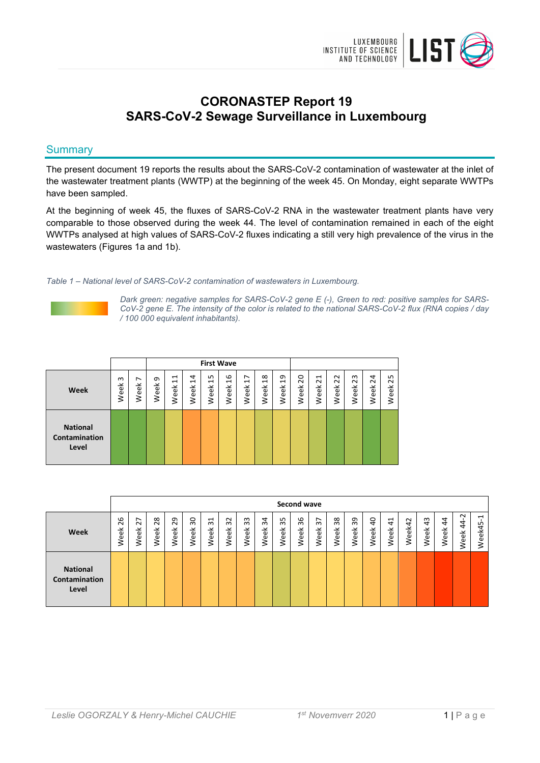# CORONASTEP Report 19
# SARS-CoV-2 Sewage Surveillance in Luxembourg

## Summary

The present document 19 reports the results about the SARS-CoV-2 contamination of wastewater at the inlet of the wastewater treatment plants (WWTP) at the beginning of the week 45. On Monday, eight separate WWTPs have been sampled.

At the beginning of week 45, the fluxes of SARS-CoV-2 RNA in the wastewater treatment plants have very comparable to those observed during the week 44. The level of contamination remained in each of the eight WWTPs analysed at high values of SARS-CoV-2 fluxes indicating a still very high prevalence of the virus in the wastewaters (Figures 1a and 1b).

*Table 1 – National level of SARS-CoV-2 contamination of wastewaters in Luxembourg.*

*Dark green: negative samples for SARS-CoV-2 gene E (-), Green to red: positive samples for SARS-CoV-2 gene E. The intensity of the color is related to the national SARS-CoV-2 flux (RNA copies / day / 100 000 equivalent inhabitants).*

| | | | First Wave | | | | | | | | | | | | | |
|---|---|---|---|---|---|---|---|---|---|---|---|---|---|---|---|---|
| **Week** | Week 3 | Week 7 | Week 9 | Week 11 | Week 14 | Week 15 | Week 16 | Week 17 | Week 18 | Week 19 | Week 20 | Week 21 | Week 22 | Week 23 | Week 24 | Week 25 |
| **National Contamination Level** | | | | | | | | | | | | | | | | |

| | Second wave | | | | | | | | | | | | | | | | | | | | |
|---|---|---|---|---|---|---|---|---|---|---|---|---|---|---|---|---|---|---|---|---|---|
| **Week** | Week 26 | Week 27 | Week 28 | Week 29 | Week 30 | Week 31 | Week 32 | Week 33 | Week 34 | Week 35 | Week 36 | Week 37 | Week 38 | Week 39 | Week 40 | Week 41 | Week42 | Week 43 | Week 44 | Week 44-2 | Week45-1 |
| **National Contamination Level** | | | | | | | | | | | | | | | | | | | | | |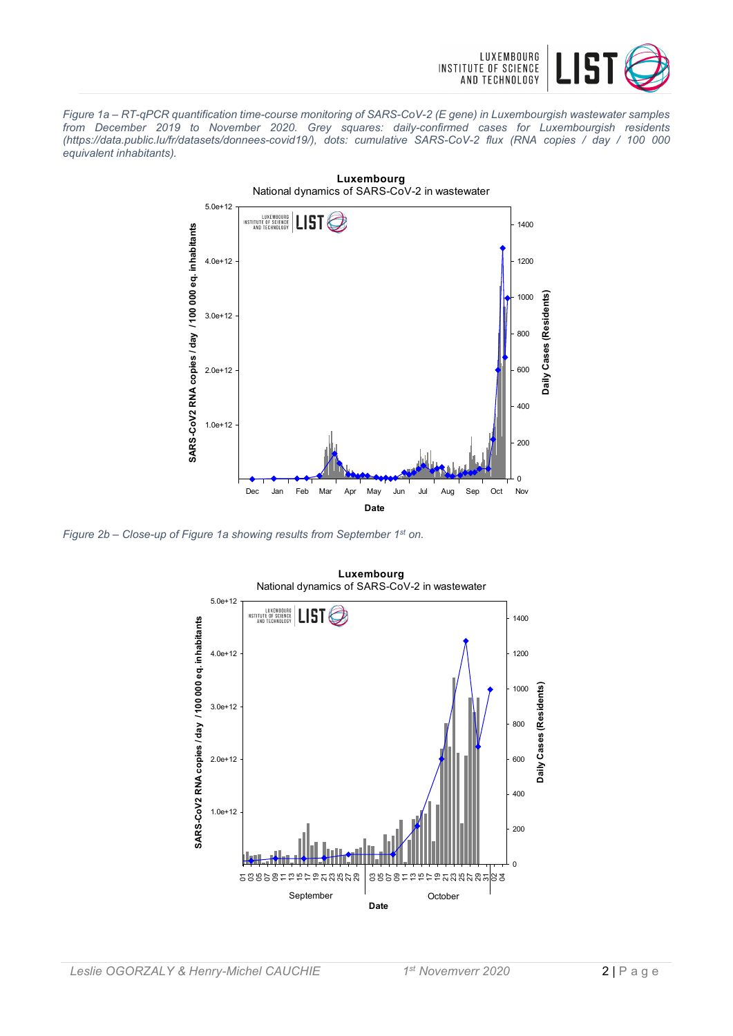*Figure 1a – RT-qPCR quantification time-course monitoring of SARS-CoV-2 (E gene) in Luxembourgish wastewater samples from December 2019 to November 2020. Grey squares: daily-confirmed cases for Luxembourgish residents (https://data.public.lu/fr/datasets/donnees-covid19/), dots: cumulative SARS-CoV-2 flux (RNA copies / day / 100 000 equivalent inhabitants).*

*Figure 2b – Close-up of Figure 1a showing results from September 1st on.*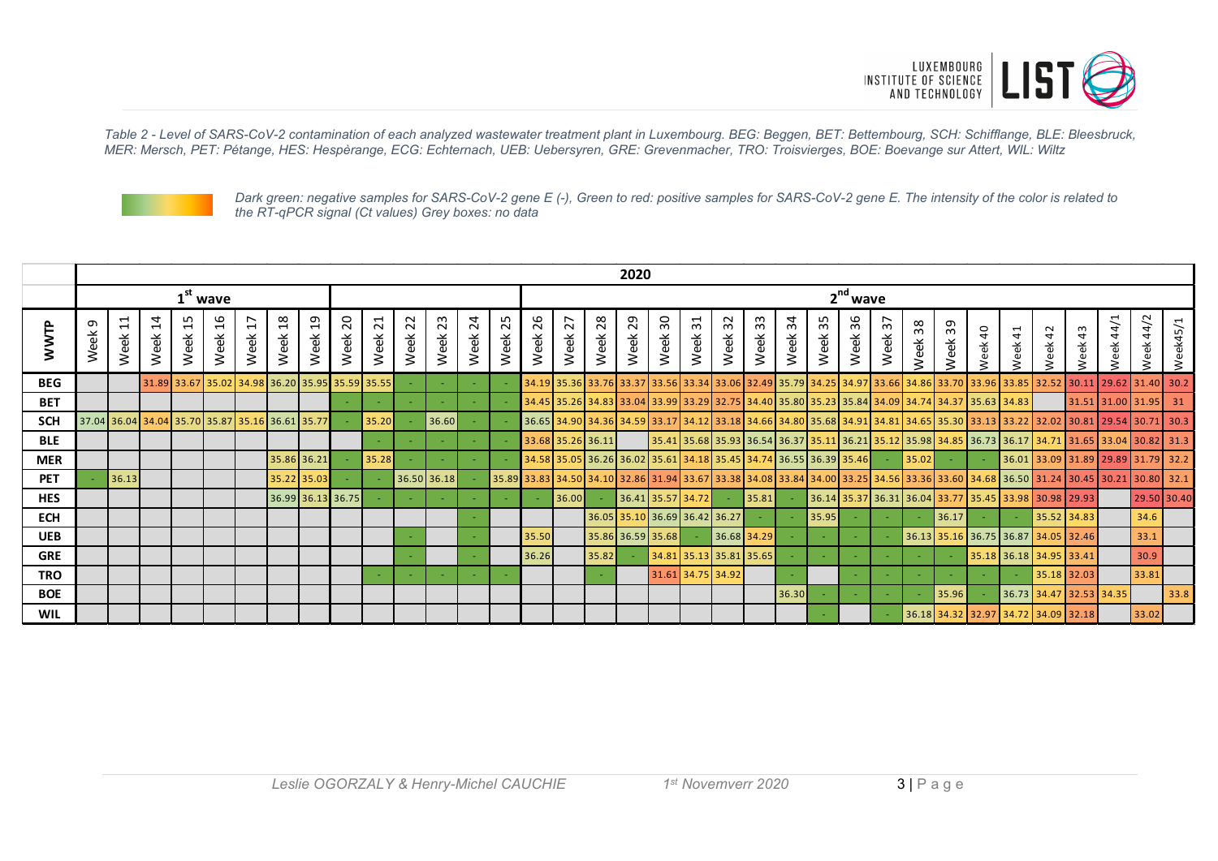*Table 2 - Level of SARS-CoV-2 contamination of each analyzed wastewater treatment plant in Luxembourg. BEG: Beggen, BET: Bettembourg, SCH: Schifflange, BLE: Bleesbruck, MER: Mersch, PET: Pétange, HES: Hespèrange, ECG: Echternach, UEB: Uebersyren, GRE: Grevenmacher, TRO: Troisvierges, BOE: Boevange sur Attert, WIL: Wiltz*

*Dark green: negative samples for SARS-CoV-2 gene E (-), Green to red: positive samples for SARS-CoV-2 gene E. The intensity of the color is related to the RT-qPCR signal (Ct values) Grey boxes: no data*

| | 2020 | | | | | | | | | | | | | | | | | | | | | | | | | | | | | | | | | | |
|---|---|---|---|---|---|---|---|---|---|---|---|---|---|---|---|---|---|---|---|---|---|---|---|---|---|---|---|---|---|---|---|---|---|---|---|
| | 1[st] wave | | | | | | | | | | | | | | 2[nd] wave | | | | | | | | | | | | | | | | | | | | |
| **WWTP** | Week 9 | Week 11 | Week 14 | Week 15 | Week 16 | Week 17 | Week 18 | Week 19 | Week 20 | Week 21 | Week 22 | Week 23 | Week 24 | Week 25 | Week 26 | Week 27 | Week 28 | Week 29 | Week 30 | Week 31 | Week 32 | Week 33 | Week 34 | Week 35 | Week 36 | Week 37 | Week 38 | Week 39 | Week 40 | Week 41 | Week 42 | Week 43 | Week 44/1 | Week 44/2 | Week45/1 |
| **BEG** | | | 31.89 | 33.67 | 35.02 | 34.98 | 36.20 | 35.95 | 35.59 | 35.55 | - | - | - | - | 34.19 | 35.36 | 33.76 | 33.37 | 33.56 | 33.34 | 33.06 | 32.49 | 35.79 | 34.25 | 34.97 | 33.66 | 34.86 | 33.70 | 33.96 | 33.85 | 32.52 | 30.11 | 29.62 | 31.40 | 30.2 |
| **BET** | | | | | | | | | - | - | - | - | - | - | 34.45 | 35.26 | 34.83 | 33.04 | 33.99 | 33.29 | 32.75 | 34.40 | 35.80 | 35.23 | 35.84 | 34.09 | 34.74 | 34.37 | 35.63 | 34.83 | | 31.51 | 31.00 | 31.95 | 31 |
| **SCH** | 37.04 | 36.04 | 34.04 | 35.70 | 35.87 | 35.16 | 36.61 | 35.77 | - | 35.20 | - | 36.60 | - | - | 36.65 | 34.90 | 34.36 | 34.59 | 33.17 | 34.12 | 33.18 | 34.66 | 34.80 | 35.68 | 34.91 | 34.81 | 34.65 | 35.30 | 33.13 | 33.22 | 32.02 | 30.81 | 29.54 | 30.71 | 30.3 |
| **BLE** | | | | | | | | | | - | - | - | - | - | 33.68 | 35.26 | 36.11 | | 35.41 | 35.68 | 35.93 | 36.54 | 36.37 | 35.11 | 36.21 | 35.12 | 35.98 | 34.85 | 36.73 | 36.17 | 34.71 | 31.65 | 33.04 | 30.82 | 31.3 |
| **MER** | | | | | | | 35.86 | 36.21 | - | 35.28 | - | - | - | - | 34.58 | 35.05 | 36.26 | 36.02 | 35.61 | 34.18 | 35.45 | 34.74 | 36.55 | 36.39 | 35.46 | - | 35.02 | - | - | 36.01 | 33.09 | 31.89 | 29.89 | 31.79 | 32.2 |
| **PET** | - | 36.13 | | | | | 35.22 | 35.03 | - | - | 36.50 | 36.18 | - | 35.89 | 33.83 | 34.50 | 34.10 | 32.86 | 31.94 | 33.67 | 33.38 | 34.08 | 33.84 | 34.00 | 33.25 | 34.56 | 33.36 | 33.60 | 34.68 | 36.50 | 31.24 | 30.45 | 30.21 | 30.80 | 32.1 |
| **HES** | | | | | | | 36.99 | 36.13 | 36.75 | - | - | - | - | - | - | 36.00 | - | 36.41 | 35.57 | 34.72 | - | 35.81 | - | 36.14 | 35.37 | 36.31 | 36.04 | 33.77 | 35.45 | 33.98 | 30.98 | 29.93 | | 29.50 | 30.40 |
| **ECH** | | | | | | | | | | | | | - | | | | 36.05 | 35.10 | 36.69 | 36.42 | 36.27 | - | - | 35.95 | - | - | - | 36.17 | - | - | 35.52 | 34.83 | | 34.6 | |
| **UEB** | | | | | | | | | | | - | | - | | 35.50 | | 35.86 | 36.59 | 35.68 | - | 36.68 | 34.29 | - | - | - | - | 36.13 | 35.16 | 36.75 | 36.87 | 34.05 | 32.46 | | 33.1 | |
| **GRE** | | | | | | | | | | | - | | - | | 36.26 | | 35.82 | - | 34.81 | 35.13 | 35.81 | 35.65 | - | - | - | - | - | - | 35.18 | 36.18 | 34.95 | 33.41 | | 30.9 | |
| **TRO** | | | | | | | | | | - | - | - | - | - | | | - | | 31.61 | 34.75 | 34.92 | | - | | - | - | - | - | - | - | 35.18 | 32.03 | | 33.81 | |
| **BOE** | | | | | | | | | | | | | | | | | | | | | | | 36.30 | - | - | - | - | 35.96 | - | 36.73 | 34.47 | 32.53 | 34.35 | | 33.8 |
| **WIL** | | | | | | | | | | | | | | | | | | | | | | | | - | | - | 36.18 | 34.32 | 32.97 | 34.72 | 34.09 | 32.18 | | 33.02 | |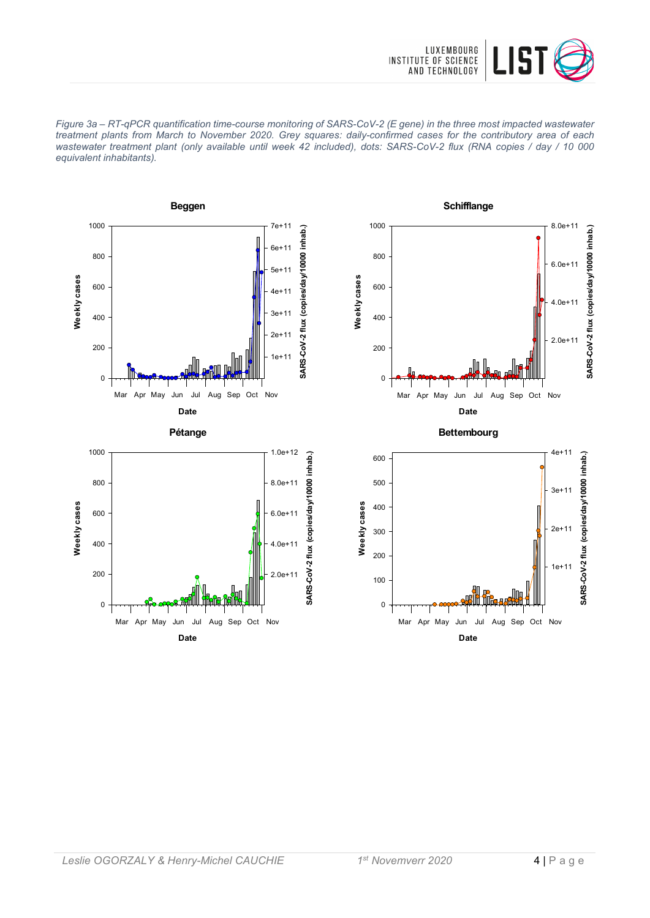*Figure 3a – RT-qPCR quantification time-course monitoring of SARS-CoV-2 (E gene) in the three most impacted wastewater treatment plants from March to November 2020. Grey squares: daily-confirmed cases for the contributory area of each wastewater treatment plant (only available until week 42 included), dots: SARS-CoV-2 flux (RNA copies / day / 10 000 equivalent inhabitants).*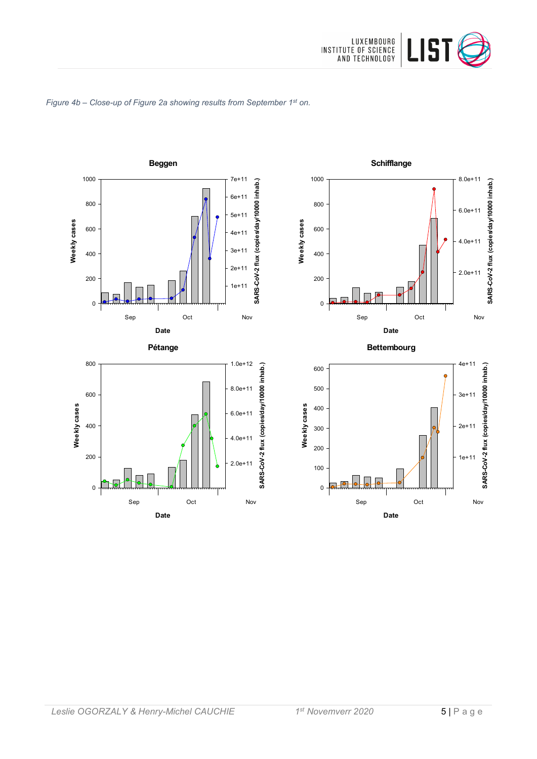*Figure 4b – Close-up of Figure 2a showing results from September 1st on.*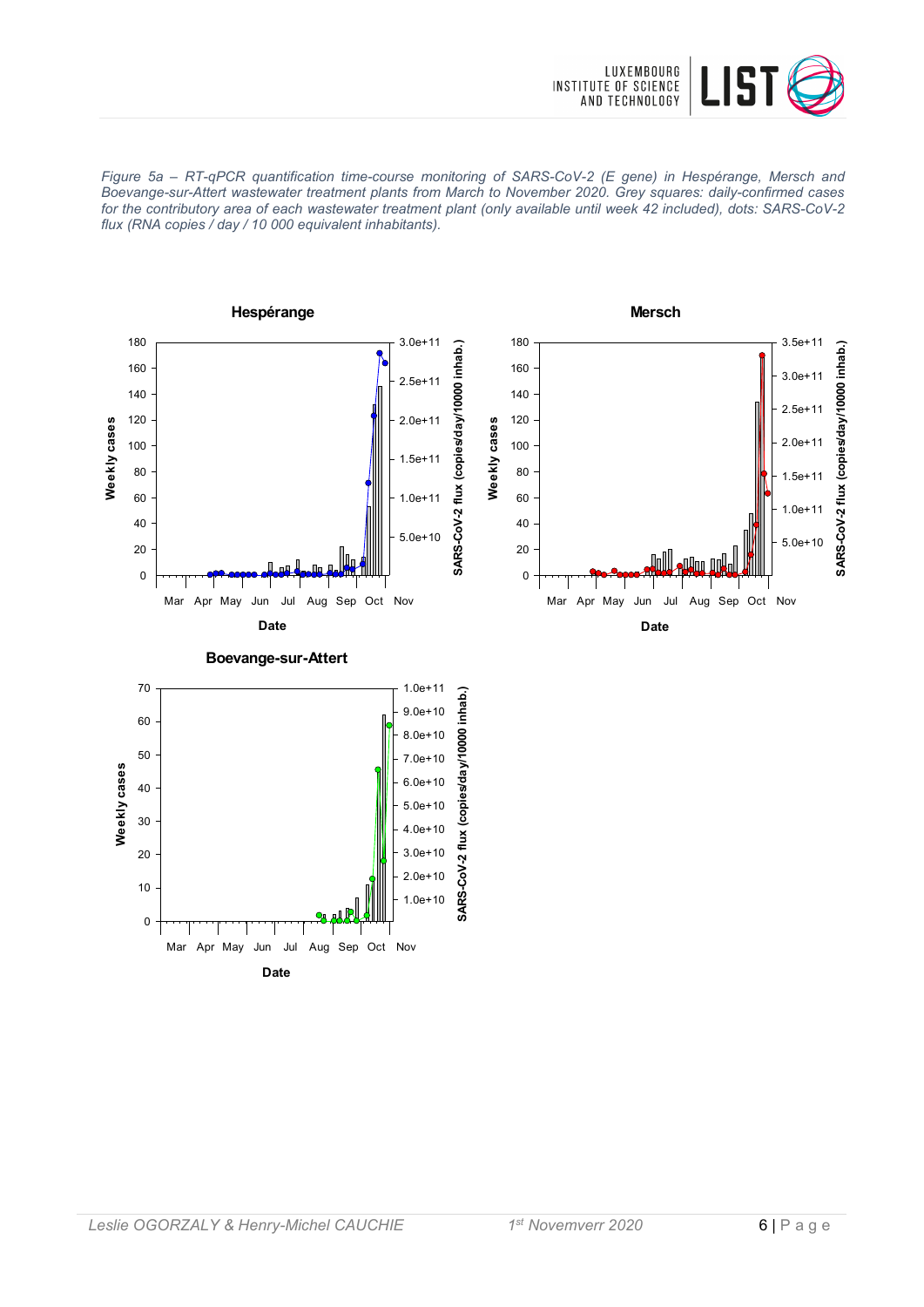*Figure 5a – RT-qPCR quantification time-course monitoring of SARS-CoV-2 (E gene) in Hespérange, Mersch and Boevange-sur-Attert wastewater treatment plants from March to November 2020. Grey squares: daily-confirmed cases for the contributory area of each wastewater treatment plant (only available until week 42 included), dots: SARS-CoV-2 flux (RNA copies / day / 10 000 equivalent inhabitants).*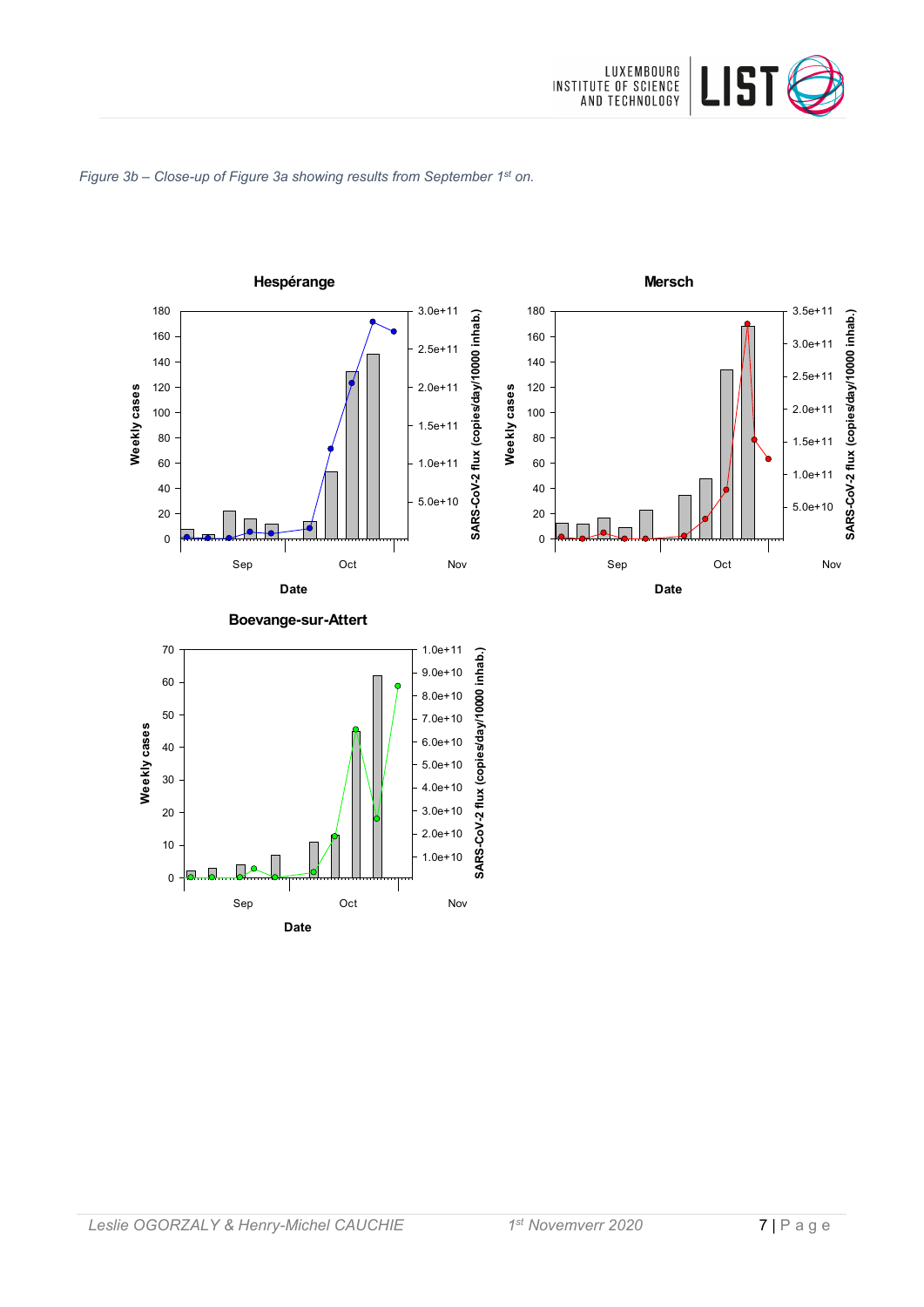*Figure 3b – Close-up of Figure 3a showing results from September 1st on.*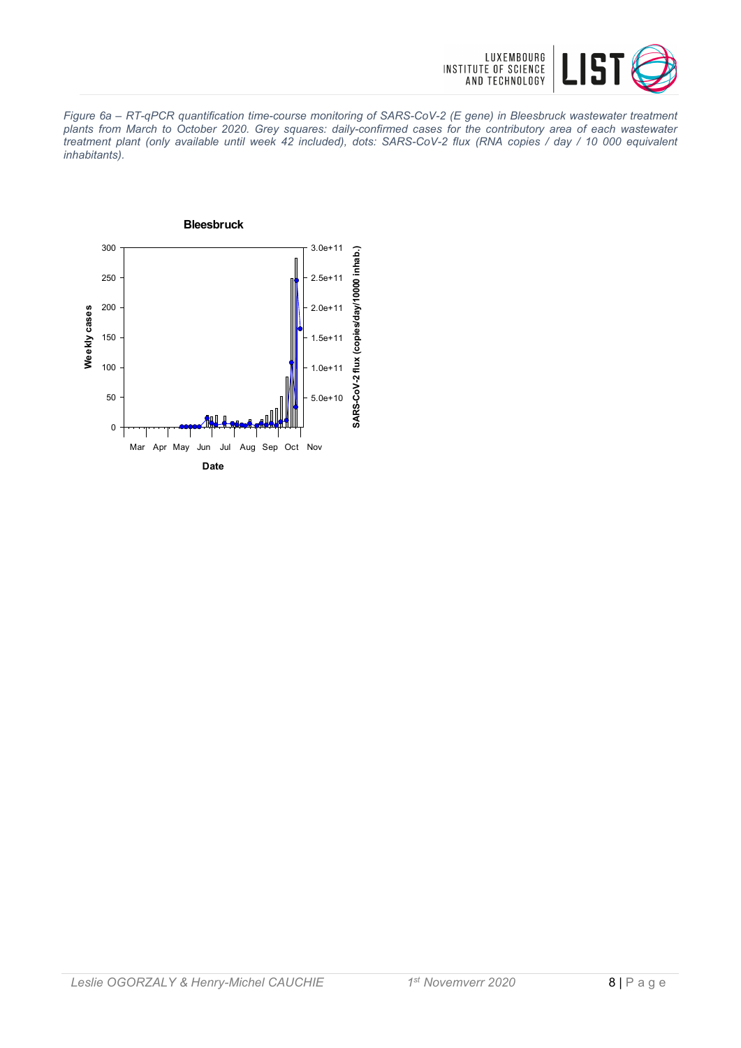*Figure 6a – RT-qPCR quantification time-course monitoring of SARS-CoV-2 (E gene) in Bleesbruck wastewater treatment plants from March to October 2020. Grey squares: daily-confirmed cases for the contributory area of each wastewater treatment plant (only available until week 42 included), dots: SARS-CoV-2 flux (RNA copies / day / 10 000 equivalent inhabitants).*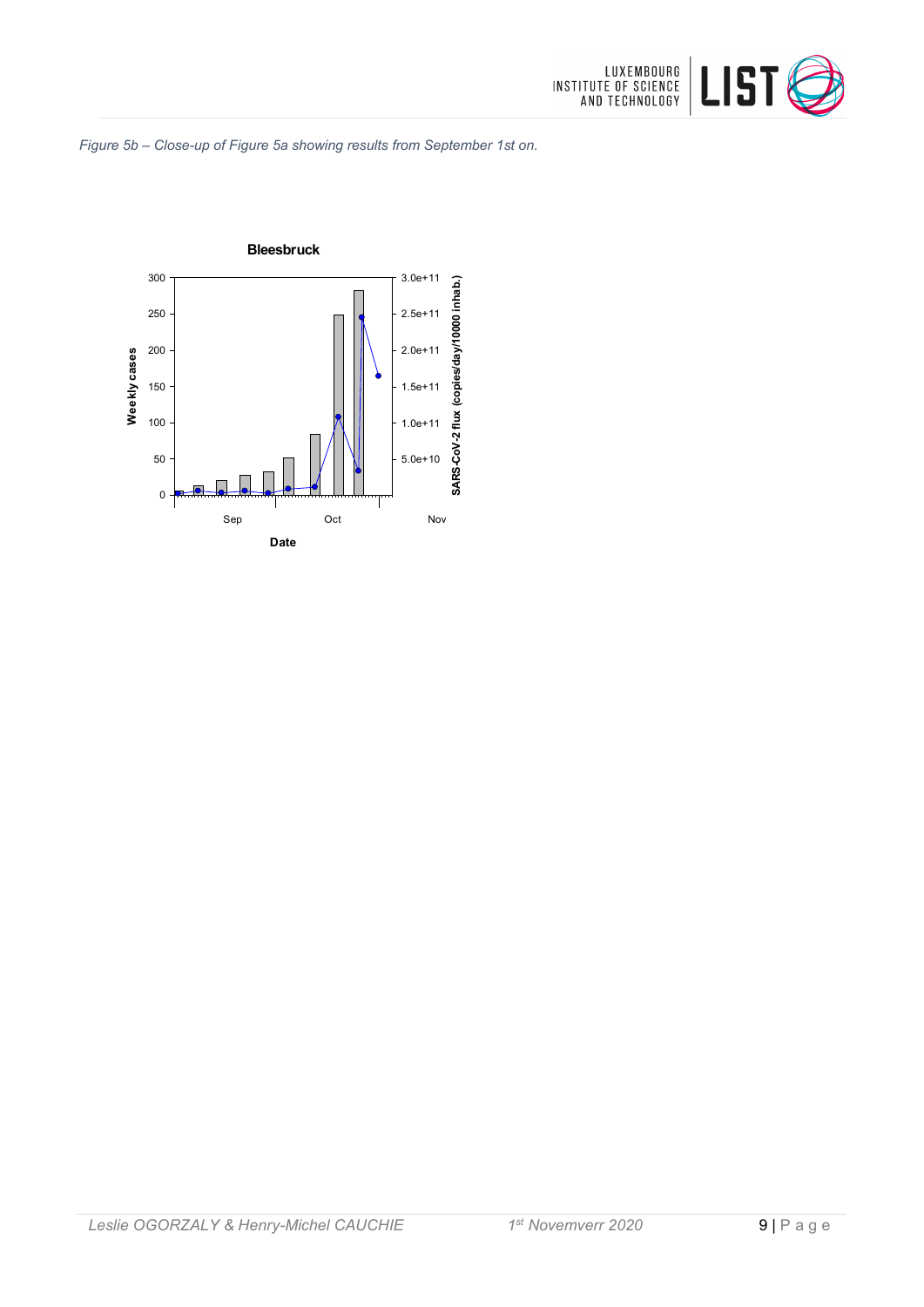*Figure 5b – Close-up of Figure 5a showing results from September 1st on.*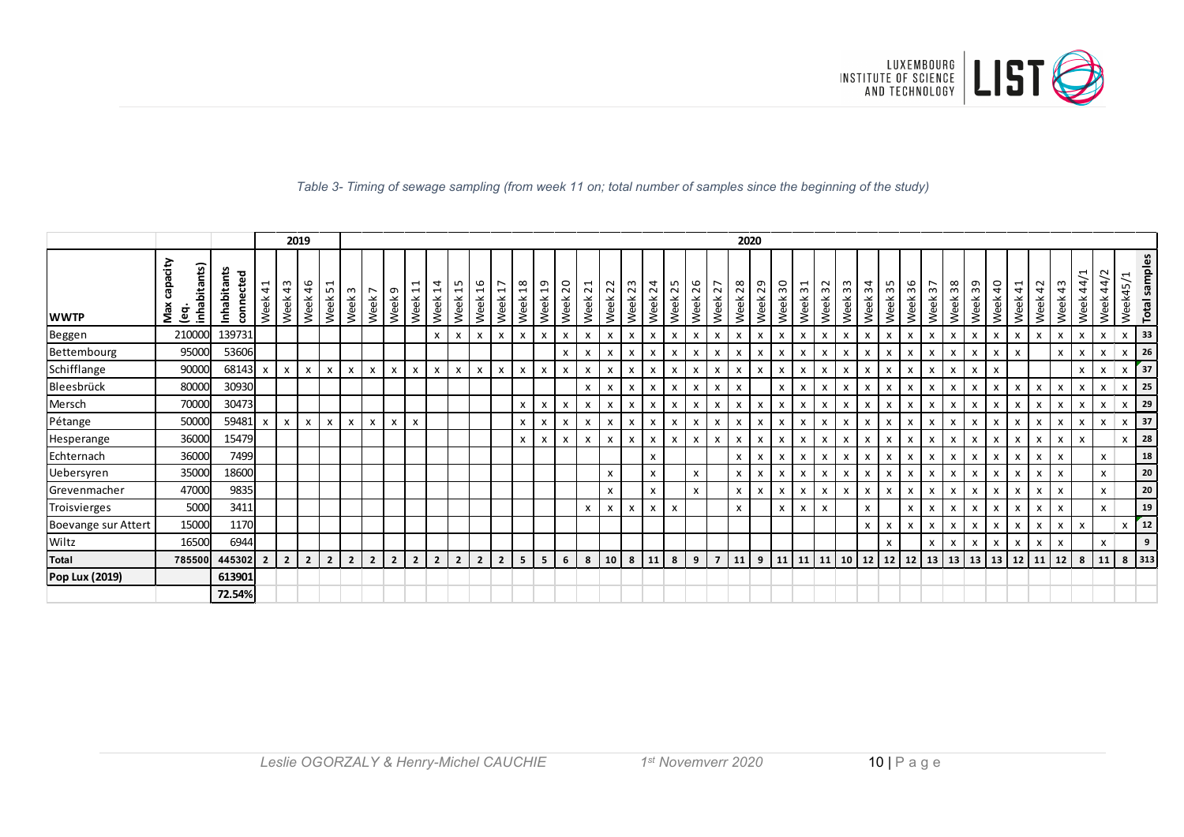*Table 3- Timing of sewage sampling (from week 11 on; total number of samples since the beginning of the study)*

| | | | 2019 | | | | 2020 | | | | | | | | | | | | | | | | | | | | | | | | | | | | | | | | | | | | | |
|---|---|---|---|---|---|---|---|---|---|---|---|---|---|---|---|---|---|---|---|---|---|---|---|---|---|---|---|---|---|---|---|---|---|---|---|---|---|---|---|---|---|---|---|---|
| **WWTP** | **Max capacity (eq. inhabitants)** | **Inhabitants connected** | Week 41 | Week 43 | Week 46 | Week 51 | Week 3 | Week 7 | Week 9 | Week 11 | Week 14 | Week 15 | Week 16 | Week 17 | Week 18 | Week 19 | Week 20 | Week 21 | Week 22 | Week 23 | Week 24 | Week 25 | Week 26 | Week 27 | Week 28 | Week 29 | Week 30 | Week 31 | Week 32 | Week 33 | Week 34 | Week 35 | Week 36 | Week 37 | Week 38 | Week 39 | Week 40 | Week 41 | Week 42 | Week 43 | Week 44/1 | Week 44/2 | Week45/1 | **Total samples** |
| Beggen | 210000 | 139731 | | | | | | | | | x | x | x | x | x | x | x | x | x | x | x | x | x | x | x | x | x | x | x | x | x | x | x | x | x | x | x | x | x | x | x | x | x | **33** |
| Bettembourg | 95000 | 53606 | | | | | | | | | | | | | | | x | x | x | x | x | x | x | x | x | x | x | x | x | x | x | x | x | x | x | x | x | x | | x | x | x | x | **26** |
| Schifflange | 90000 | 68143 | x | x | x | x | x | x | x | x | x | x | x | x | x | x | x | x | x | x | x | x | x | x | x | x | x | x | x | x | x | x | x | x | x | x | x | | | | x | x | x | **37** |
| Bleesbrück | 80000 | 30930 | | | | | | | | | | | | | | | | x | x | x | x | x | x | x | x | | x | x | x | x | x | x | x | x | x | x | x | x | x | x | x | x | x | **25** |
| Mersch | 70000 | 30473 | | | | | | | | | | | | | x | x | x | x | x | x | x | x | x | x | x | x | x | x | x | x | x | x | x | x | x | x | x | x | x | x | x | x | x | **29** |
| Pétange | 50000 | 59481 | x | x | x | x | x | x | x | x | | | | | x | x | x | x | x | x | x | x | x | x | x | x | x | x | x | x | x | x | x | x | x | x | x | x | x | x | x | x | x | **37** |
| Hesperange | 36000 | 15479 | | | | | | | | | | | | | x | x | x | x | x | x | x | x | x | x | x | x | x | x | x | x | x | x | x | x | x | x | x | x | x | x | x | | x | **28** |
| Echternach | 36000 | 7499 | | | | | | | | | | | | | | | | | | | x | | | | x | x | x | x | x | x | x | x | x | x | x | x | x | x | x | x | | x | | **18** |
| Uebersyren | 35000 | 18600 | | | | | | | | | | | | | | | | | x | | x | | x | | x | x | x | x | x | x | x | x | x | x | x | x | x | x | x | x | | x | | **20** |
| Grevenmacher | 47000 | 9835 | | | | | | | | | | | | | | | | | x | | x | | x | | x | x | x | x | x | x | x | x | x | x | x | x | x | x | x | x | | x | | **20** |
| Troisvierges | 5000 | 3411 | | | | | | | | | | | | | | | | x | x | x | x | x | | | x | | x | x | x | | x | | x | x | x | x | x | x | x | x | | x | | **19** |
| Boevange sur Attert | 15000 | 1170 | | | | | | | | | | | | | | | | | | | | | | | | | | | | | x | x | x | x | x | x | x | x | x | x | x | | x | **12** |
| Wiltz | 16500 | 6944 | | | | | | | | | | | | | | | | | | | | | | | | | | | | | | x | | x | x | x | x | x | x | x | | x | | **9** |
| **Total** | **785500** | **445302** | **2** | **2** | **2** | **2** | **2** | **2** | **2** | **2** | **2** | **2** | **2** | **2** | **5** | **5** | **6** | **8** | **10** | **8** | **11** | **8** | **9** | **7** | **11** | **9** | **11** | **11** | **11** | **10** | **12** | **12** | **12** | **13** | **13** | **13** | **13** | **12** | **11** | **12** | **8** | **11** | **8** | **313** |
| **Pop Lux (2019)** | | **613901** | | | | | | | | | | | | | | | | | | | | | | | | | | | | | | | | | | | | | | | | | | |
| | | **72.54%** | | | | | | | | | | | | | | | | | | | | | | | | | | | | | | | | | | | | | | | | | | |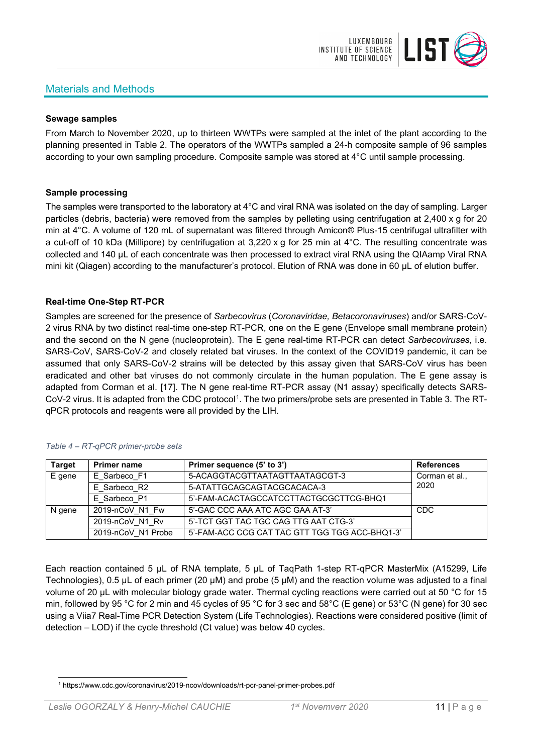## Materials and Methods

**Sewage samples**

From March to November 2020, up to thirteen WWTPs were sampled at the inlet of the plant according to the planning presented in Table 2. The operators of the WWTPs sampled a 24-h composite sample of 96 samples according to your own sampling procedure. Composite sample was stored at 4°C until sample processing.

**Sample processing**

The samples were transported to the laboratory at 4°C and viral RNA was isolated on the day of sampling. Larger particles (debris, bacteria) were removed from the samples by pelleting using centrifugation at 2,400 x g for 20 min at 4°C. A volume of 120 mL of supernatant was filtered through Amicon® Plus-15 centrifugal ultrafilter with a cut-off of 10 kDa (Millipore) by centrifugation at 3,220 x g for 25 min at 4°C. The resulting concentrate was collected and 140 µL of each concentrate was then processed to extract viral RNA using the QIAamp Viral RNA mini kit (Qiagen) according to the manufacturer's protocol. Elution of RNA was done in 60 µL of elution buffer.

**Real-time One-Step RT-PCR**

Samples are screened for the presence of *Sarbecovirus* (*Coronaviridae, Betacoronaviruses*) and/or SARS-CoV-2 virus RNA by two distinct real-time one-step RT-PCR, one on the E gene (Envelope small membrane protein) and the second on the N gene (nucleoprotein). The E gene real-time RT-PCR can detect *Sarbecoviruses*, i.e. SARS-CoV, SARS-CoV-2 and closely related bat viruses. In the context of the COVID19 pandemic, it can be assumed that only SARS-CoV-2 strains will be detected by this assay given that SARS-CoV virus has been eradicated and other bat viruses do not commonly circulate in the human population. The E gene assay is adapted from Corman et al. [17]. The N gene real-time RT-PCR assay (N1 assay) specifically detects SARS-CoV-2 virus. It is adapted from the CDC protocol[1]. The two primers/probe sets are presented in Table 3. The RT-qPCR protocols and reagents were all provided by the LIH.

*Table 4 – RT-qPCR primer-probe sets*

| Target | Primer name | Primer sequence (5' to 3') | References |
|---|---|---|---|
| E gene | E_Sarbeco_F1 | 5-ACAGGTACGTTAATAGTTAATAGCGT-3 | Corman et al., 2020 |
| | E_Sarbeco_R2 | 5-ATATTGCAGCAGTACGCACACA-3 | |
| | E_Sarbeco_P1 | 5'-FAM-ACACTAGCCATCCTTACTGCGCTTCG-BHQ1 | |
| N gene | 2019-nCoV_N1_Fw | 5'-GAC CCC AAA ATC AGC GAA AT-3' | CDC |
| | 2019-nCoV_N1_Rv | 5'-TCT GGT TAC TGC CAG TTG AAT CTG-3' | |
| | 2019-nCoV_N1 Probe | 5'-FAM-ACC CCG CAT TAC GTT TGG TGG ACC-BHQ1-3' | |

Each reaction contained 5 µL of RNA template, 5 µL of TaqPath 1-step RT-qPCR MasterMix (A15299, Life Technologies), 0.5 µL of each primer (20 µM) and probe (5 µM) and the reaction volume was adjusted to a final volume of 20 µL with molecular biology grade water. Thermal cycling reactions were carried out at 50 °C for 15 min, followed by 95 °C for 2 min and 45 cycles of 95 °C for 3 sec and 58°C (E gene) or 53°C (N gene) for 30 sec using a Viia7 Real-Time PCR Detection System (Life Technologies). Reactions were considered positive (limit of detection – LOD) if the cycle threshold (Ct value) was below 40 cycles.

[1] https://www.cdc.gov/coronavirus/2019-ncov/downloads/rt-pcr-panel-primer-probes.pdf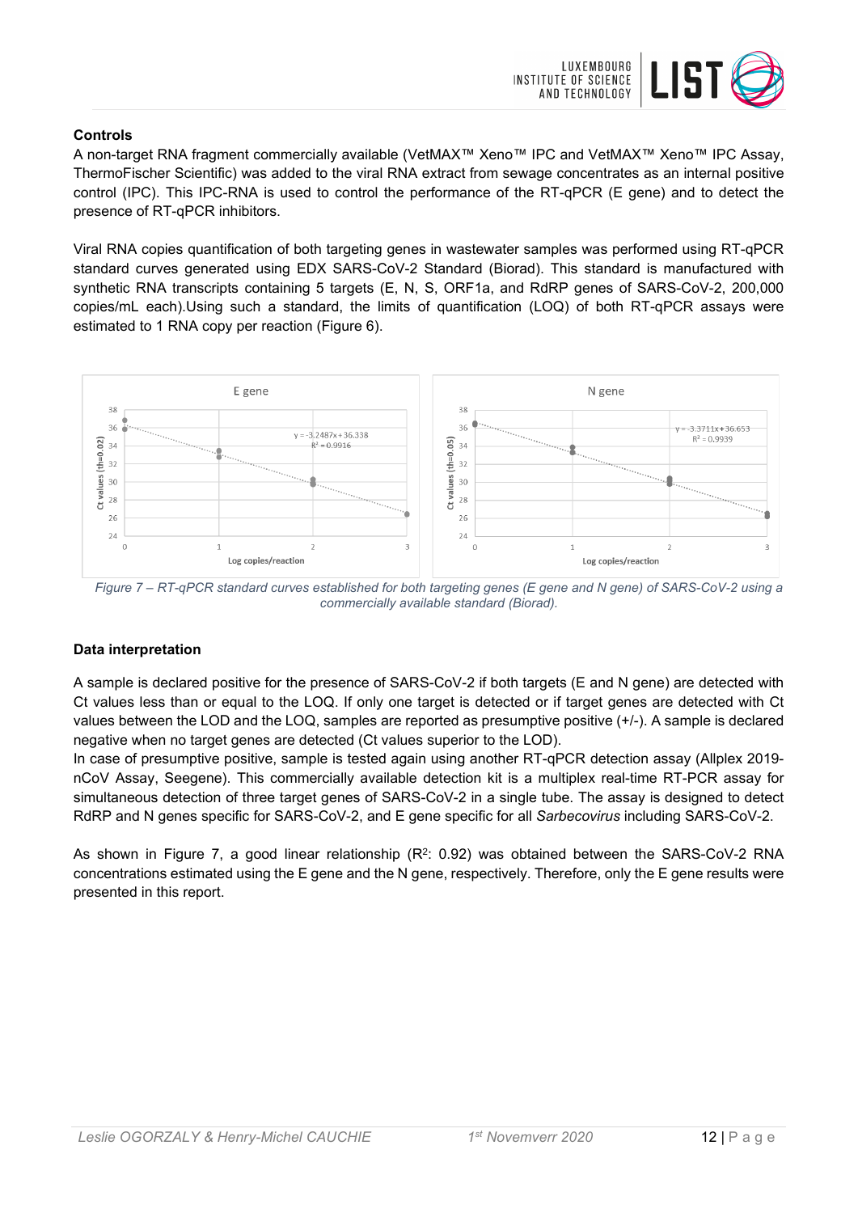**Controls**

A non-target RNA fragment commercially available (VetMAX™ Xeno™ IPC and VetMAX™ Xeno™ IPC Assay, ThermoFischer Scientific) was added to the viral RNA extract from sewage concentrates as an internal positive control (IPC). This IPC-RNA is used to control the performance of the RT-qPCR (E gene) and to detect the presence of RT-qPCR inhibitors.

Viral RNA copies quantification of both targeting genes in wastewater samples was performed using RT-qPCR standard curves generated using EDX SARS-CoV-2 Standard (Biorad). This standard is manufactured with synthetic RNA transcripts containing 5 targets (E, N, S, ORF1a, and RdRP genes of SARS-CoV-2, 200,000 copies/mL each).Using such a standard, the limits of quantification (LOQ) of both RT-qPCR assays were estimated to 1 RNA copy per reaction (Figure 6).

*Figure 7 – RT-qPCR standard curves established for both targeting genes (E gene and N gene) of SARS-CoV-2 using a commercially available standard (Biorad).*

**Data interpretation**

A sample is declared positive for the presence of SARS-CoV-2 if both targets (E and N gene) are detected with Ct values less than or equal to the LOQ. If only one target is detected or if target genes are detected with Ct values between the LOD and the LOQ, samples are reported as presumptive positive (+/-). A sample is declared negative when no target genes are detected (Ct values superior to the LOD).

In case of presumptive positive, sample is tested again using another RT-qPCR detection assay (Allplex 2019-nCoV Assay, Seegene). This commercially available detection kit is a multiplex real-time RT-PCR assay for simultaneous detection of three target genes of SARS-CoV-2 in a single tube. The assay is designed to detect RdRP and N genes specific for SARS-CoV-2, and E gene specific for all *Sarbecovirus* including SARS-CoV-2.

As shown in Figure 7, a good linear relationship ($R^2$: 0.92) was obtained between the SARS-CoV-2 RNA concentrations estimated using the E gene and the N gene, respectively. Therefore, only the E gene results were presented in this report.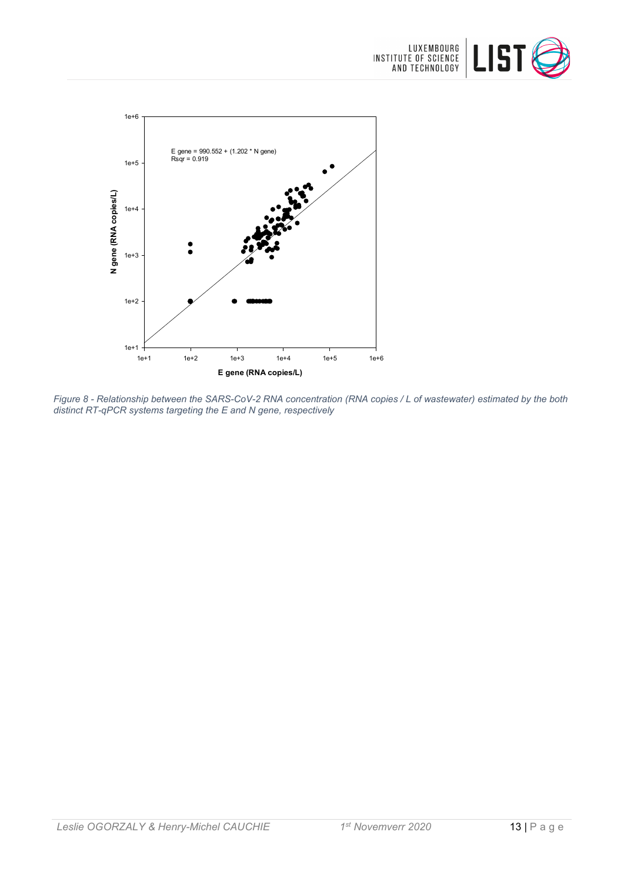E gene = 990.552 + (1.202 * N gene)
Rsqr = 0.919

N gene (RNA copies/L)

1e+6
1e+5
1e+4
1e+3
1e+2
1e+1

1e+1
1e+2
1e+3
1e+4
1e+5
1e+6

E gene (RNA copies/L)

*Figure 8 - Relationship between the SARS-CoV-2 RNA concentration (RNA copies / L of wastewater) estimated by the both distinct RT-qPCR systems targeting the E and N gene, respectively*